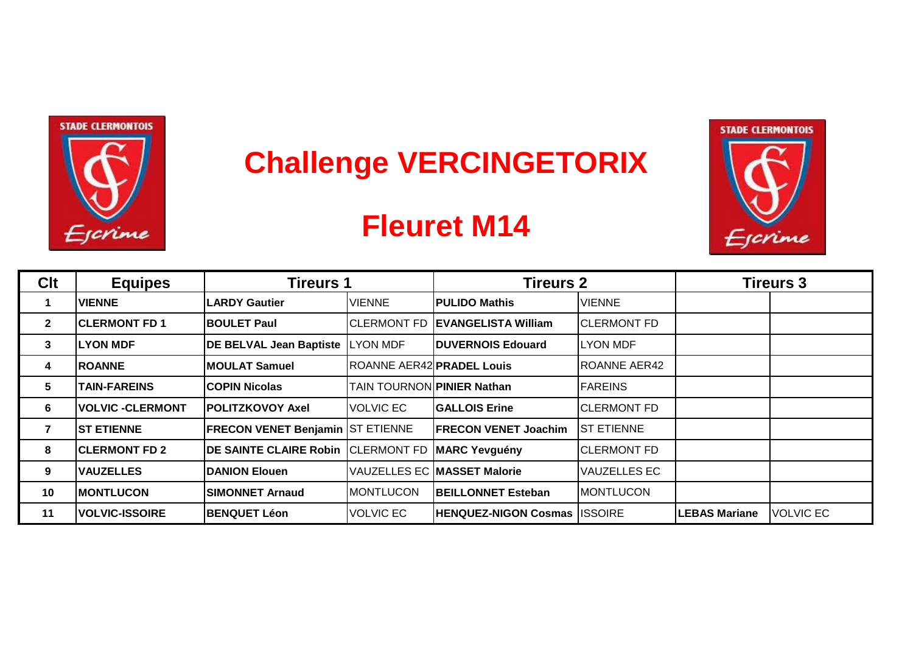# Challenge VERCINGETORIX

## Fleuret M14

| Clt | Equipes | Tireurs 1 | | Tireurs 2 | | Tireurs 3 | |
|---|---|---|---|---|---|---|---|
| 1 | **VIENNE** | **LARDY Gautier** | VIENNE | **PULIDO Mathis** | VIENNE | | |
| 2 | **CLERMONT FD 1** | **BOULET Paul** | CLERMONT FD | **EVANGELISTA William** | CLERMONT FD | | |
| 3 | **LYON MDF** | **DE BELVAL Jean Baptiste** | LYON MDF | **DUVERNOIS Edouard** | LYON MDF | | |
| 4 | **ROANNE** | **MOULAT Samuel** | ROANNE AER42 | **PRADEL Louis** | ROANNE AER42 | | |
| 5 | **TAIN-FAREINS** | **COPIN Nicolas** | TAIN TOURNON | **PINIER Nathan** | FAREINS | | |
| 6 | **VOLVIC -CLERMONT** | **POLITZKOVOY Axel** | VOLVIC EC | **GALLOIS Erine** | CLERMONT FD | | |
| 7 | **ST ETIENNE** | **FRECON VENET Benjamin** | ST ETIENNE | **FRECON VENET Joachim** | ST ETIENNE | | |
| 8 | **CLERMONT FD 2** | **DE SAINTE CLAIRE Robin** | CLERMONT FD | **MARC Yevguény** | CLERMONT FD | | |
| 9 | **VAUZELLES** | **DANION Elouen** | VAUZELLES EC | **MASSET Malorie** | VAUZELLES EC | | |
| 10 | **MONTLUCON** | **SIMONNET Arnaud** | MONTLUCON | **BEILLONNET Esteban** | MONTLUCON | | |
| 11 | **VOLVIC-ISSOIRE** | **BENQUET Léon** | VOLVIC EC | **HENQUEZ-NIGON Cosmas** | ISSOIRE | **LEBAS Mariane** | VOLVIC EC |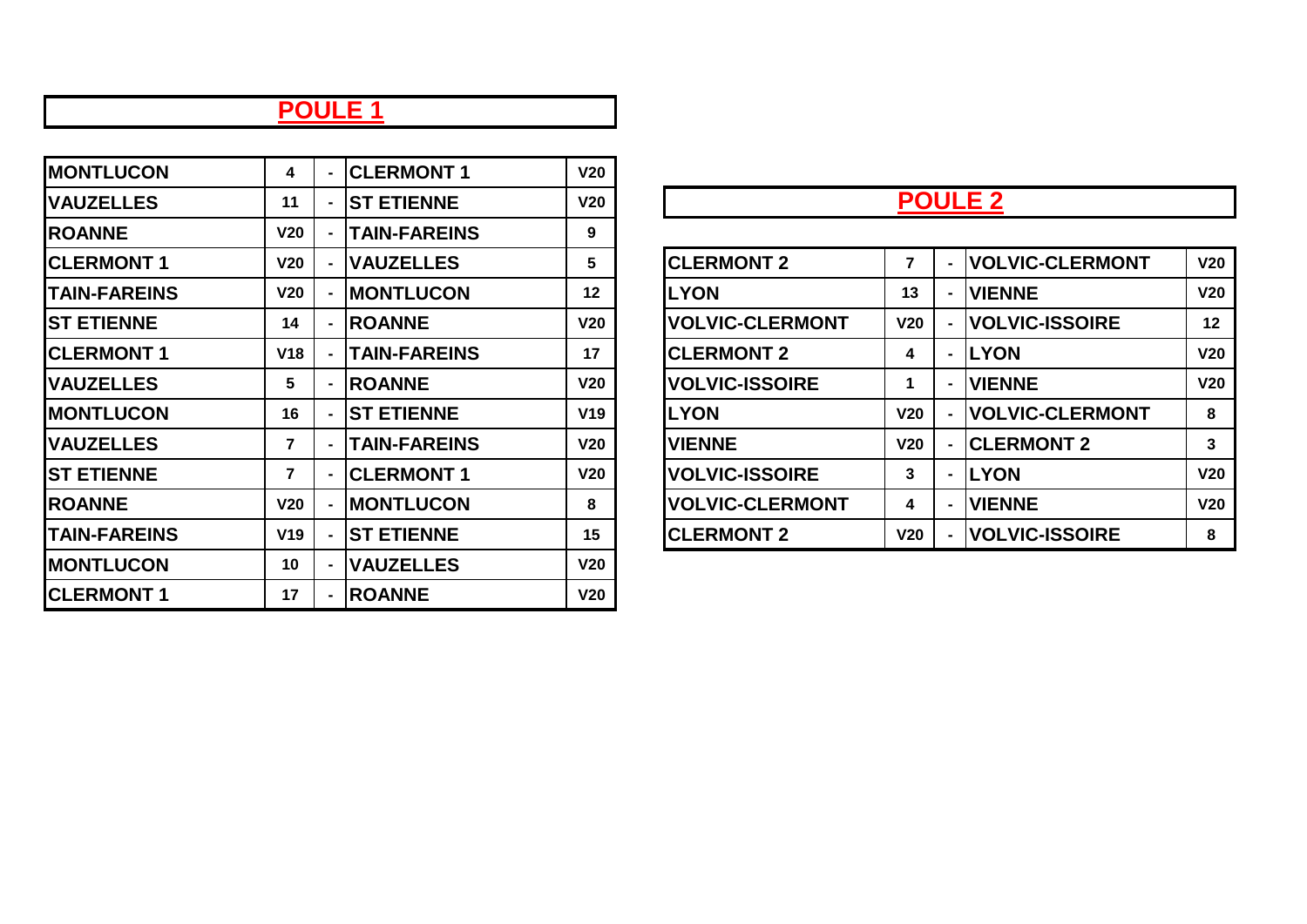## POULE 1

| | | | | |
|---|---|---|---|---|
| MONTLUCON | 4 | - | CLERMONT 1 | V20 |
| VAUZELLES | 11 | - | ST ETIENNE | V20 |
| ROANNE | V20 | - | TAIN-FAREINS | 9 |
| CLERMONT 1 | V20 | - | VAUZELLES | 5 |
| TAIN-FAREINS | V20 | - | MONTLUCON | 12 |
| ST ETIENNE | 14 | - | ROANNE | V20 |
| CLERMONT 1 | V18 | - | TAIN-FAREINS | 17 |
| VAUZELLES | 5 | - | ROANNE | V20 |
| MONTLUCON | 16 | - | ST ETIENNE | V19 |
| VAUZELLES | 7 | - | TAIN-FAREINS | V20 |
| ST ETIENNE | 7 | - | CLERMONT 1 | V20 |
| ROANNE | V20 | - | MONTLUCON | 8 |
| TAIN-FAREINS | V19 | - | ST ETIENNE | 15 |
| MONTLUCON | 10 | - | VAUZELLES | V20 |
| CLERMONT 1 | 17 | - | ROANNE | V20 |

## POULE 2

| | | | | |
|---|---|---|---|---|
| CLERMONT 2 | 7 | - | VOLVIC-CLERMONT | V20 |
| LYON | 13 | - | VIENNE | V20 |
| VOLVIC-CLERMONT | V20 | - | VOLVIC-ISSOIRE | 12 |
| CLERMONT 2 | 4 | - | LYON | V20 |
| VOLVIC-ISSOIRE | 1 | - | VIENNE | V20 |
| LYON | V20 | - | VOLVIC-CLERMONT | 8 |
| VIENNE | V20 | - | CLERMONT 2 | 3 |
| VOLVIC-ISSOIRE | 3 | - | LYON | V20 |
| VOLVIC-CLERMONT | 4 | - | VIENNE | V20 |
| CLERMONT 2 | V20 | - | VOLVIC-ISSOIRE | 8 |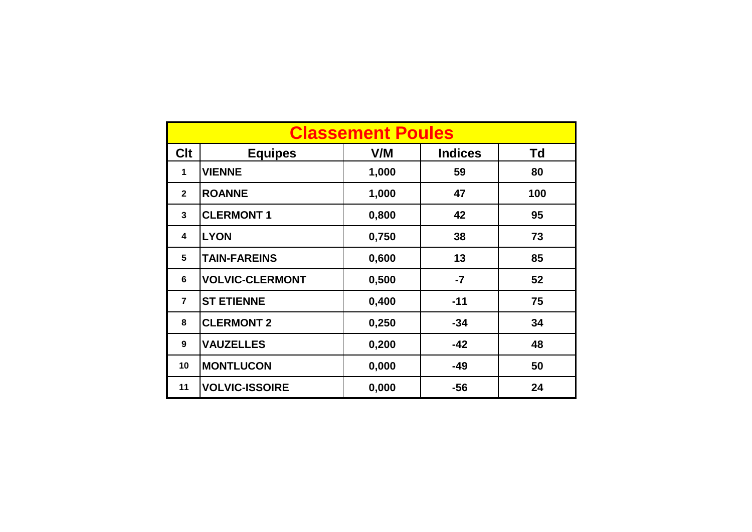| Classement Poules | | | | |
|---|---|---|---|---|
| **Clt** | **Equipes** | **V/M** | **Indices** | **Td** |
| 1 | VIENNE | 1,000 | 59 | 80 |
| 2 | ROANNE | 1,000 | 47 | 100 |
| 3 | CLERMONT 1 | 0,800 | 42 | 95 |
| 4 | LYON | 0,750 | 38 | 73 |
| 5 | TAIN-FAREINS | 0,600 | 13 | 85 |
| 6 | VOLVIC-CLERMONT | 0,500 | -7 | 52 |
| 7 | ST ETIENNE | 0,400 | -11 | 75 |
| 8 | CLERMONT 2 | 0,250 | -34 | 34 |
| 9 | VAUZELLES | 0,200 | -42 | 48 |
| 10 | MONTLUCON | 0,000 | -49 | 50 |
| 11 | VOLVIC-ISSOIRE | 0,000 | -56 | 24 |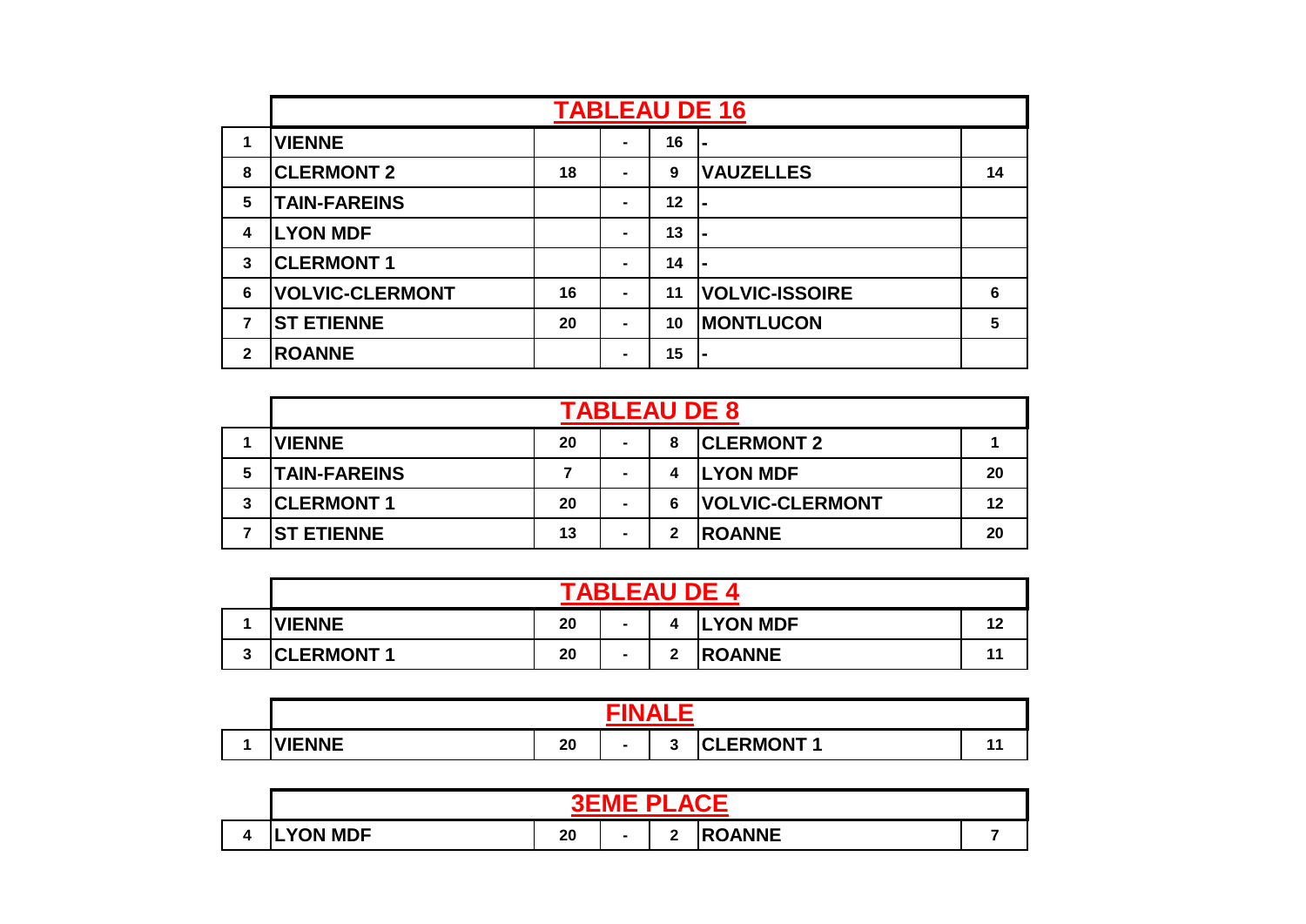## TABLEAU DE 16

| | | | | | | |
|---|---|---|---|---|---|---|
| 1 | VIENNE | | - | 16 | - | |
| 8 | CLERMONT 2 | 18 | - | 9 | VAUZELLES | 14 |
| 5 | TAIN-FAREINS | | - | 12 | - | |
| 4 | LYON MDF | | - | 13 | - | |
| 3 | CLERMONT 1 | | - | 14 | - | |
| 6 | VOLVIC-CLERMONT | 16 | - | 11 | VOLVIC-ISSOIRE | 6 |
| 7 | ST ETIENNE | 20 | - | 10 | MONTLUCON | 5 |
| 2 | ROANNE | | - | 15 | - | |

## TABLEAU DE 8

| | | | | | | |
|---|---|---|---|---|---|---|
| 1 | VIENNE | 20 | - | 8 | CLERMONT 2 | 1 |
| 5 | TAIN-FAREINS | 7 | - | 4 | LYON MDF | 20 |
| 3 | CLERMONT 1 | 20 | - | 6 | VOLVIC-CLERMONT | 12 |
| 7 | ST ETIENNE | 13 | - | 2 | ROANNE | 20 |

## TABLEAU DE 4

| | | | | | | |
|---|---|---|---|---|---|---|
| 1 | VIENNE | 20 | - | 4 | LYON MDF | 12 |
| 3 | CLERMONT 1 | 20 | - | 2 | ROANNE | 11 |

## FINALE

| | | | | | | |
|---|---|---|---|---|---|---|
| 1 | VIENNE | 20 | - | 3 | CLERMONT 1 | 11 |

## 3EME PLACE

| | | | | | | |
|---|---|---|---|---|---|---|
| 4 | LYON MDF | 20 | - | 2 | ROANNE | 7 |